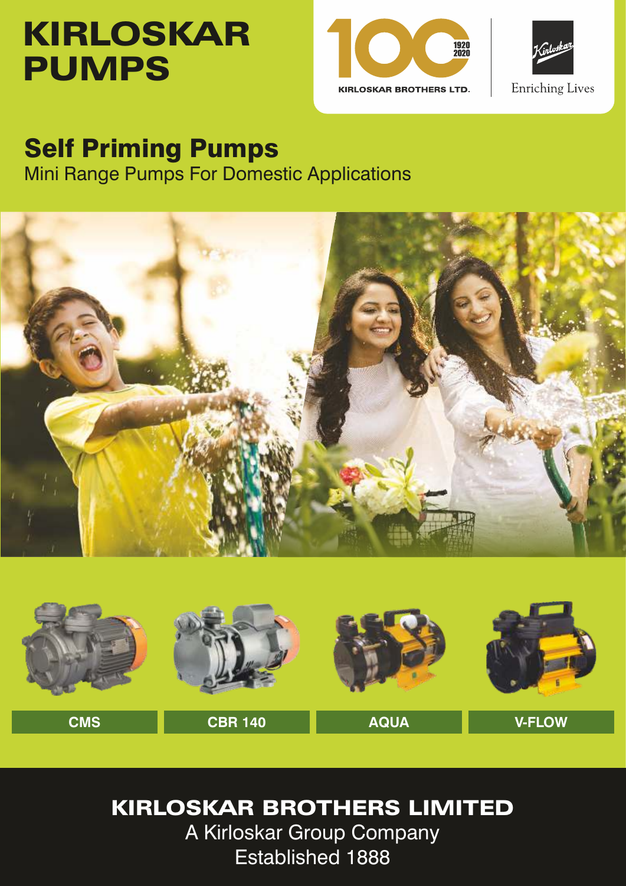# KIRLOSKAR PUMPS

100 — 1920 2020 — KIRLOSKAR BROTHERS LTD.

Enriching Lives

## Self Priming Pumps

Mini Range Pumps For Domestic Applications

CMS

CBR 140

AQUA

V-FLOW

**KIRLOSKAR BROTHERS LIMITED**

A Kirloskar Group Company

Established 1888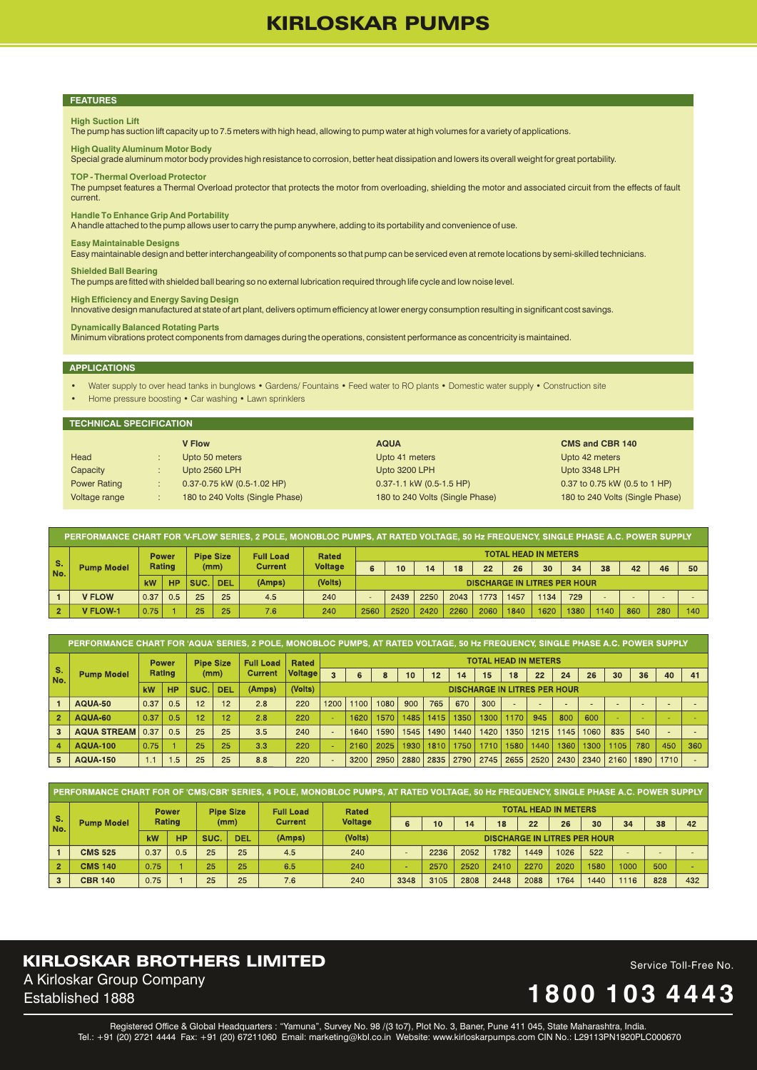# KIRLOSKAR PUMPS

## FEATURES

**High Suction Lift**
The pump has suction lift capacity up to 7.5 meters with high head, allowing to pump water at high volumes for a variety of applications.

**High Quality Aluminum Motor Body**
Special grade aluminum motor body provides high resistance to corrosion, better heat dissipation and lowers its overall weight for great portability.

**TOP - Thermal Overload Protector**
The pumpset features a Thermal Overload protector that protects the motor from overloading, shielding the motor and associated circuit from the effects of fault current.

**Handle To Enhance Grip And Portability**
A handle attached to the pump allows user to carry the pump anywhere, adding to its portability and convenience of use.

**Easy Maintainable Designs**
Easy maintainable design and better interchangeability of components so that pump can be serviced even at remote locations by semi-skilled technicians.

**Shielded Ball Bearing**
The pumps are fitted with shielded ball bearing so no external lubrication required through life cycle and low noise level.

**High Efficiency and Energy Saving Design**
Innovative design manufactured at state of art plant, delivers optimum efficiency at lower energy consumption resulting in significant cost savings.

**Dynamically Balanced Rotating Parts**
Minimum vibrations protect components from damages during the operations, consistent performance as concentricity is maintained.

## APPLICATIONS

- Water supply to over head tanks in bunglows • Gardens/ Fountains • Feed water to RO plants • Domestic water supply • Construction site
- Home pressure boosting • Car washing • Lawn sprinklers

## TECHNICAL SPECIFICATION

| | | V Flow | AQUA | CMS and CBR 140 |
|---|---|---|---|---|
| Head | : | Upto 50 meters | Upto 41 meters | Upto 42 meters |
| Capacity | : | Upto 2560 LPH | Upto 3200 LPH | Upto 3348 LPH |
| Power Rating | : | 0.37-0.75 kW (0.5-1.02 HP) | 0.37-1.1 kW (0.5-1.5 HP) | 0.37 to 0.75 kW (0.5 to 1 HP) |
| Voltage range | : | 180 to 240 Volts (Single Phase) | 180 to 240 Volts (Single Phase) | 180 to 240 Volts (Single Phase) |

**PERFORMANCE CHART FOR 'V-FLOW' SERIES, 2 POLE, MONOBLOC PUMPS, AT RATED VOLTAGE, 50 Hz FREQUENCY, SINGLE PHASE A.C. POWER SUPPLY**

| S. No. | Pump Model | Power Rating | | Pipe Size (mm) | | Full Load Current | Rated Voltage | TOTAL HEAD IN METERS | | | | | | | | | | | |
|---|---|---|---|---|---|---|---|---|---|---|---|---|---|---|---|---|---|---|---|
| | | | | | | | | 6 | 10 | 14 | 18 | 22 | 26 | 30 | 34 | 38 | 42 | 46 | 50 |
| | | kW | HP | SUC. | DEL | (Amps) | (Volts) | DISCHARGE IN LITRES PER HOUR | | | | | | | | | | | |
| 1 | V FLOW | 0.37 | 0.5 | 25 | 25 | 4.5 | 240 | - | 2439 | 2250 | 2043 | 1773 | 1457 | 1134 | 729 | - | - | - | - |
| 2 | V FLOW-1 | 0.75 | 1 | 25 | 25 | 7.6 | 240 | 2560 | 2520 | 2420 | 2260 | 2060 | 1840 | 1620 | 1380 | 1140 | 860 | 280 | 140 |

**PERFORMANCE CHART FOR 'AQUA' SERIES, 2 POLE, MONOBLOC PUMPS, AT RATED VOLTAGE, 50 Hz FREQUENCY, SINGLE PHASE A.C. POWER SUPPLY**

| S. No. | Pump Model | Power Rating | | Pipe Size (mm) | | Full Load Current | Rated Voltage | TOTAL HEAD IN METERS | | | | | | | | | | | | | | |
|---|---|---|---|---|---|---|---|---|---|---|---|---|---|---|---|---|---|---|---|---|---|---|
| | | | | | | | | 3 | 6 | 8 | 10 | 12 | 14 | 15 | 18 | 22 | 24 | 26 | 30 | 36 | 40 | 41 |
| | | kW | HP | SUC. | DEL | (Amps) | (Volts) | DISCHARGE IN LITRES PER HOUR | | | | | | | | | | | | | | |
| 1 | AQUA-50 | 0.37 | 0.5 | 12 | 12 | 2.8 | 220 | 1200 | 1100 | 1080 | 900 | 765 | 670 | 300 | - | - | - | - | - | - | - | - |
| 2 | AQUA-60 | 0.37 | 0.5 | 12 | 12 | 2.8 | 220 | - | 1620 | 1570 | 1485 | 1415 | 1350 | 1300 | 1170 | 945 | 800 | 600 | - | - | - | - |
| 3 | AQUA STREAM | 0.37 | 0.5 | 25 | 25 | 3.5 | 240 | - | 1640 | 1590 | 1545 | 1490 | 1440 | 1420 | 1350 | 1215 | 1145 | 1060 | 835 | 540 | - | - |
| 4 | AQUA-100 | 0.75 | 1 | 25 | 25 | 3.3 | 220 | - | 2160 | 2025 | 1930 | 1810 | 1750 | 1710 | 1580 | 1440 | 1360 | 1300 | 1105 | 780 | 450 | 360 |
| 5 | AQUA-150 | 1.1 | 1.5 | 25 | 25 | 8.8 | 220 | - | 3200 | 2950 | 2880 | 2835 | 2790 | 2745 | 2655 | 2520 | 2430 | 2340 | 2160 | 1890 | 1710 | - |

**PERFORMANCE CHART FOR OF 'CMS/CBR' SERIES, 4 POLE, MONOBLOC PUMPS, AT RATED VOLTAGE, 50 Hz FREQUENCY, SINGLE PHASE A.C. POWER SUPPLY**

| S. No. | Pump Model | Power Rating | | Pipe Size (mm) | | Full Load Current | Rated Voltage | TOTAL HEAD IN METERS | | | | | | | | | |
|---|---|---|---|---|---|---|---|---|---|---|---|---|---|---|---|---|---|
| | | | | | | | | 6 | 10 | 14 | 18 | 22 | 26 | 30 | 34 | 38 | 42 |
| | | kW | HP | SUC. | DEL | (Amps) | (Volts) | DISCHARGE IN LITRES PER HOUR | | | | | | | | | |
| 1 | CMS 525 | 0.37 | 0.5 | 25 | 25 | 4.5 | 240 | - | 2236 | 2052 | 1782 | 1449 | 1026 | 522 | - | - | - |
| 2 | CMS 140 | 0.75 | 1 | 25 | 25 | 6.5 | 240 | - | 2570 | 2520 | 2410 | 2270 | 2020 | 1580 | 1000 | 500 | - |
| 3 | CBR 140 | 0.75 | 1 | 25 | 25 | 7.6 | 240 | 3348 | 3105 | 2808 | 2448 | 2088 | 1764 | 1440 | 1116 | 828 | 432 |

**KIRLOSKAR BROTHERS LIMITED**
A Kirloskar Group Company
Established 1888

Service Toll-Free No.
**1800 103 4443**

Registered Office & Global Headquarters : "Yamuna", Survey No. 98 /(3 to7), Plot No. 3, Baner, Pune 411 045, State Maharashtra, India.
Tel.: +91 (20) 2721 4444 Fax: +91 (20) 67211060 Email: marketing@kbl.co.in Website: www.kirloskarpumps.com CIN No.: L29113PN1920PLC000670